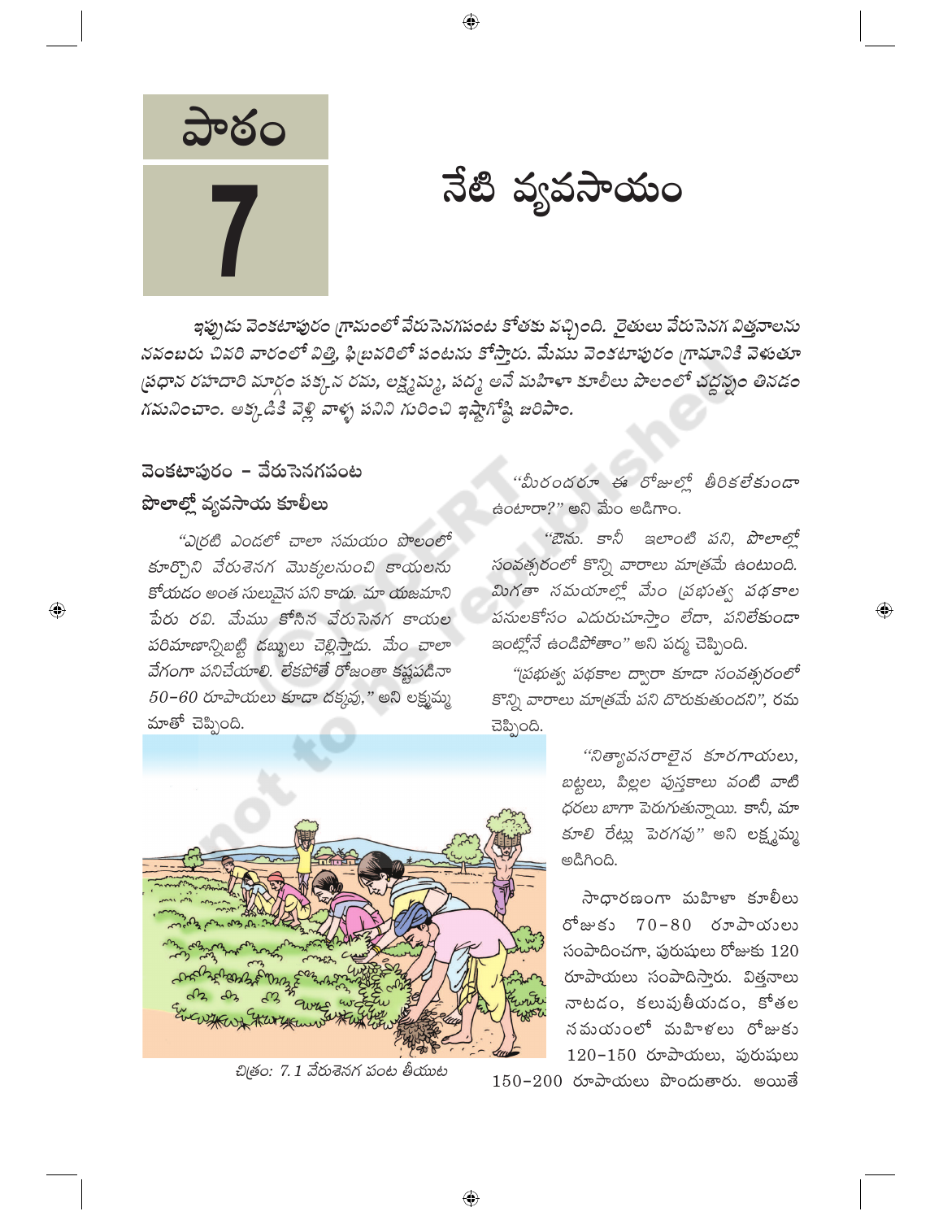# పాఠం 7

# నేటి వ్యవసాయం

ఇప్పుడు వెంకటాపురం గ్రామంలో వేరుసెనగపంట కోతకు వచ్చింది. రైతులు వేరుసెనగ విత్తనాలను నవంబరు చివరి వారంలో విత్తి, ఫిబ్రవరిలో పంటను కోస్తారు. మేము వెంకటాపురం గ్రామానికి వెళుతూ ప్రధాన రహదారి మార్గం పక్కన రమ, లక్ష్మమ్మ, పద్మ అనే మహిళా కూలీలు పొలంలో చద్దన్నం తినడం గమనించాం. అక్కడికి వెళ్లి వాళ్ళ పనిని గురించి ఇష్టాగోష్టి జరిపాం.

## వెంకటాపురం – వేరుసెనగపంట పొలాల్లో వ్యవసాయ కూలీలు

"ఎర్రటి ఎండలో చాలా సమయం పొలంలో కూర్చొని వేరుశెనగ మొక్కలనుంచి కాయలను కోయడం అంత సులువైన పని కాదు. మా యజమాని పేరు రవి. మేము కోసిన వేరుసెనగ కాయల పరిమాణాన్నిబట్టి డబ్బులు చెల్లిస్తాడు. మేం చాలా వేగంగా పనిచేయాలి. లేకపోతే రోజంతా కష్టపడినా 50–60 రూపాయలు కూడా దక్కవు," అని లక్ష్మమ్మ మాతో చెప్పింది.

"మీరందరూ ఈ రోజుల్లో తీరికలేకుండా ఉంటారా?" అని మేం అడిగాం.

"ఔను. కానీ ఇలాంటి పని, పొలాల్లో సంవత్సరంలో కొన్ని వారాలు మాత్రమే ఉంటుంది. మిగతా సమయాల్లో మేం ప్రభుత్వ పథకాల పనులకోసం ఎదురుచూస్తాం లేదా, పనిలేకుండా ఇంట్లోనే ఉండిపోతాం" అని పద్మ చెప్పింది.

"ప్రభుత్వ పథకాల ద్వారా కూడా సంవత్సరంలో కొన్ని వారాలు మాత్రమే పని దొరుకుతుందని", రమ చెప్పింది.

"నిత్యావసరాలైన కూరగాయలు, బట్టలు, పిల్లల పుస్తకాలు వంటి వాటి ధరలు బాగా పెరుగుతున్నాయి. కానీ, మా కూలి రేట్లు పెరగవు" అని లక్ష్మమ్మ అడిగింది.

చిత్రం: 7.1 వేరుశెనగ పంట తీయుట

సాధారణంగా మహిళా కూలీలు రోజుకు 70–80 రూపాయలు సంపాదించగా, పురుషులు రోజుకు 120 రూపాయలు సంపాదిస్తారు. విత్తనాలు నాటడం, కలుపుతీయడం, కోతల సమయంలో మహిళలు రోజుకు 120–150 రూపాయలు, పురుషులు 150–200 రూపాయలు పొందుతారు. అయితే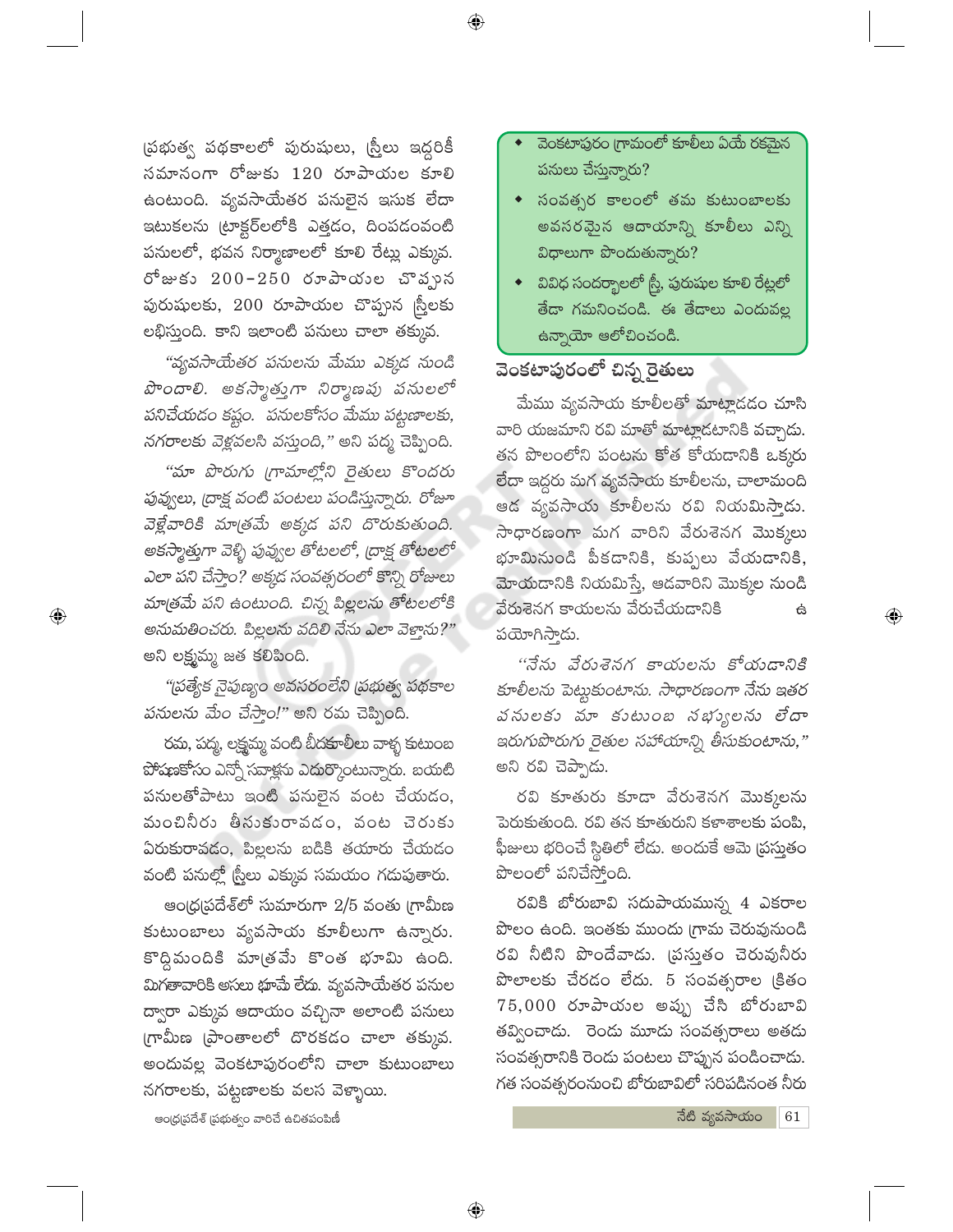ప్రభుత్వ పథకాలలో పురుషులు, స్త్రీలు ఇద్దరికీ సమానంగా రోజుకు 120 రూపాయల కూలి ఉంటుంది. వ్యవసాయేతర పనులైన ఇసుక లేదా ఇటుకలను ట్రాక్టర్‌లలోకి ఎత్తడం, దింపడంవంటి పనులలో, భవన నిర్మాణాలలో కూలి రేట్లు ఎక్కువ. రోజుకు 200–250 రూపాయల చొప్పున పురుషులకు, 200 రూపాయల చొప్పున స్త్రీలకు లభిస్తుంది. కాని ఇలాంటి పనులు చాలా తక్కువ.

*"వ్యవసాయేతర పనులను మేము ఎక్కడ నుండి పొందాలి. అకస్మాత్తుగా నిర్మాణపు పనులలో పనిచేయడం కష్టం. పనులకోసం మేము పట్టణాలకు, నగరాలకు వెళ్లవలసి వస్తుంది,"* అని పద్మ చెప్పింది.

*"మా పొరుగు గ్రామాల్లోని రైతులు కొందరు పువ్వులు, ద్రాక్ష వంటి పంటలు పండిస్తున్నారు. రోజూ వెళ్లేవారికి మాత్రమే అక్కడ పని దొరుకుతుంది. అకస్మాత్తుగా వెళ్ళి పువ్వుల తోటలలో, ద్రాక్ష తోటలలో ఎలా పని చేస్తాం? అక్కడ సంవత్సరంలో కొన్ని రోజులు మాత్రమే పని ఉంటుంది. చిన్న పిల్లలను తోటలలోకి అనుమతించరు. పిల్లలను వదిలి నేను ఎలా వెళ్లాను?"* అని లక్ష్మమ్మ జత కలిపింది.

*"ప్రత్యేక నైపుణ్యం అవసరంలేని ప్రభుత్వ పథకాల పనులను మేం చేస్తాం!"* అని రమ చెప్పింది.

రమ, పద్మ, లక్ష్మమ్మ వంటి బీదకూలీలు వాళ్ళ కుటుంబ పోషణకోసం ఎన్నో సవాళ్లను ఎదుర్కొంటున్నారు. బయటి పనులతోపాటు ఇంటి పనులైన వంట చేయడం, మంచినీరు తీసుకురావడం, వంట చెరుకు ఏరుకురావడం, పిల్లలను బడికి తయారు చేయడం వంటి పనుల్లో స్త్రీలు ఎక్కువ సమయం గడుపుతారు.

ఆంధ్రప్రదేశ్‌లో సుమారుగా 2/5 వంతు గ్రామీణ కుటుంబాలు వ్యవసాయ కూలీలుగా ఉన్నారు. కొద్దిమందికి మాత్రమే కొంత భూమి ఉంది. మిగతావారికి అసలు భూమే లేదు. వ్యవసాయేతర పనుల ద్వారా ఎక్కువ ఆదాయం వచ్చినా అలాంటి పనులు గ్రామీణ ప్రాంతాలలో దొరకడం చాలా తక్కువ. అందువల్ల వెంకటాపురంలోని చాలా కుటుంబాలు నగరాలకు, పట్టణాలకు వలస వెళ్ళాయి.

- వెంకటాపురం గ్రామంలో కూలీలు ఏయే రకమైన పనులు చేస్తున్నారు?
- సంవత్సర కాలంలో తమ కుటుంబాలకు అవసరమైన ఆదాయాన్ని కూలీలు ఎన్ని విధాలుగా పొందుతున్నారు?
- వివిధ సందర్భాలలో స్త్రీ, పురుషుల కూలి రేట్లలో తేడా గమనించండి. ఈ తేడాలు ఎందువల్ల ఉన్నాయో ఆలోచించండి.

## వెంకటాపురంలో చిన్న రైతులు

మేము వ్యవసాయ కూలీలతో మాట్లాడడం చూసి వారి యజమాని రవి మాతో మాట్లాడటానికి వచ్చాడు. తన పొలంలోని పంటను కోత కోయడానికి ఒక్కరు లేదా ఇద్దరు మగ వ్యవసాయ కూలీలను, చాలామంది ఆడ వ్యవసాయ కూలీలను రవి నియమిస్తాడు. సాధారణంగా మగ వారిని వేరుశెనగ మొక్కలు భూమినుండి పీకడానికి, కుప్పలు వేయడానికి, మోయడానికి నియమిస్తే, ఆడవారిని మొక్కల నుండి వేరుశెనగ కాయలను వేరుచేయడానికి ఉపయోగిస్తాడు.

*"నేను వేరుశెనగ కాయలను కోయడానికి కూలీలను పెట్టుకుంటాను. సాధారణంగా నేను ఇతర పనులకు మా కుటుంబ సభ్యులను లేదా ఇరుగుపొరుగు రైతుల సహాయాన్ని తీసుకుంటాను,"* అని రవి చెప్పాడు.

రవి కూతురు కూడా వేరుశెనగ మొక్కలను పెరుకుతుంది. రవి తన కూతురుని కళాశాలకు పంపి, ఫీజులు భరించే స్థితిలో లేడు. అందుకే ఆమె ప్రస్తుతం పొలంలో పనిచేస్తోంది.

రవికి బోరుబావి సదుపాయమున్న 4 ఎకరాల పొలం ఉంది. ఇంతకు ముందు గ్రామ చెరువునుండి రవి నీటిని పొందేవాడు. ప్రస్తుతం చెరువునీరు పొలాలకు చేరడం లేదు. 5 సంవత్సరాల క్రితం 75,000 రూపాయల అప్పు చేసి బోరుబావి తవ్వించాడు. రెండు మూడు సంవత్సరాలు అతడు సంవత్సరానికి రెండు పంటలు చొప్పున పండించాడు. గత సంవత్సరంనుంచి బోరుబావిలో సరిపడినంత నీరు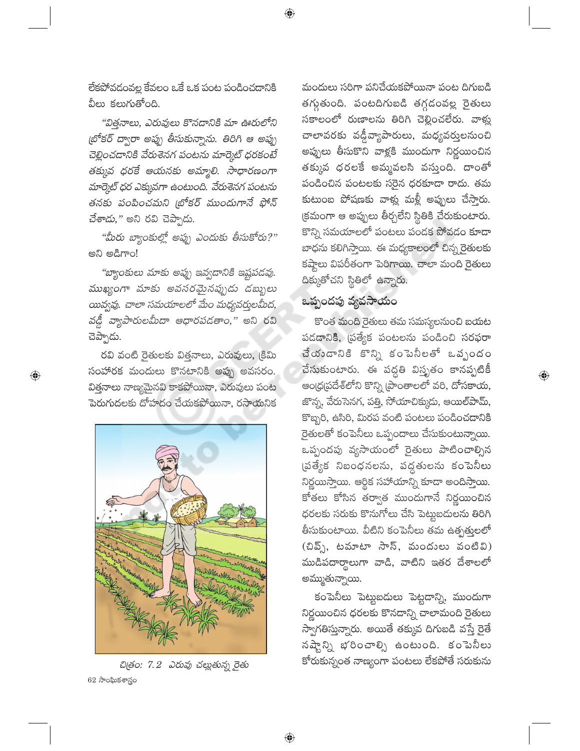లేకపోవడంవల్ల కేవలం ఒకే ఒక పంట పండించడానికి వీలు కలుగుతోంది.

*"విత్తనాలు, ఎరువులు కొనడానికి మా ఊరులోని బ్రోకర్ ద్వారా అప్పు తీసుకున్నాను. తిరిగి ఆ అప్పు చెల్లించడానికి వేరుశెనగ పంటను మార్కెట్ ధరకంటే తక్కువ ధరకే ఆయనకు అమ్మాలి. సాధారణంగా మార్కెట్ ధర ఎక్కువగా ఉంటుంది. వేరుశెనగ పంటను తనకు పంపించమని బ్రోకర్ ముందుగానే ఫోన్ చేశాడు,"* అని రవి చెప్పాడు.

*"మీరు బ్యాంకుల్లో అప్పు ఎందుకు తీసుకోరు?"* అని అడిగాం!

*"బ్యాంకులు మాకు అప్పు ఇవ్వడానికి ఇష్టపడవు. ముఖ్యంగా మాకు అవసరమైనప్పుడు డబ్బులు యివ్వవు. చాలా సమయాలలో మేం మధ్యవర్తులమీద, వడ్డీ వ్యాపారులమీదా ఆధారపడతాం,"* అని రవి చెప్పాడు.

రవి వంటి రైతులకు విత్తనాలు, ఎరువులు, క్రిమి సంహారక మందులు కొనటానికి అప్పు అవసరం. విత్తనాలు నాణ్యమైనవి కాకపోయినా, ఎరువులు పంట పెరుగుదలకు దోహదం చేయకపోయినా, రసాయనిక మందులు సరిగా పనిచేయకపోయినా పంట దిగుబడి తగ్గుతుంది. పంటదిగుబడి తగ్గడంవల్ల రైతులు సకాలంలో రుణాలను తిరిగి చెల్లించలేరు. వాళ్లు చాలావరకు వడ్డీవ్యాపారులు, మధ్యవర్తులనుంచి అప్పులు తీసుకొని వాళ్లకి ముందుగా నిర్ణయించిన తక్కువ ధరలకే అమ్మవలసి వస్తుంది. దాంతో పండించిన పంటలకు సరైన ధరకూడా రాదు. తమ కుటుంబ పోషణకు వాళ్లు మళ్లీ అప్పులు చేస్తారు. క్రమంగా ఆ అప్పులు తీర్చలేని స్థితికి చేరుకుంటారు. కొన్ని సమయాలలో పంటలు పండక పోవడం కూడా బాధను కలిగిస్తాయి. ఈ మధ్యకాలంలో చిన్న రైతులకు కష్టాలు విపరీతంగా పెరిగాయి. చాలా మంది రైతులు దిక్కుతోచని స్థితిలో ఉన్నారు.

చిత్రం: 7.2 ఎరువు చల్లుతున్న రైతు

## ఒప్పందపు వ్యవసాయం

కొంత మంది రైతులు తమ సమస్యలనుంచి బయట పడడానికి, ప్రత్యేక పంటలను పండించి సరఫరా చేయడానికి కొన్ని కంపెనీలతో ఒప్పందం చేసుకుంటారు. ఈ పద్ధతి విస్తృతం కానప్పటికీ ఆంధ్రప్రదేశ్‌లోని కొన్ని ప్రాంతాలలో వరి, దోసకాయ, జొన్న, వేరుసెనగ, పత్తి, సోయాచిక్కుడు, ఆయిల్‌పామ్, కొబ్బరి, ఉసిరి, మిరప వంటి పంటలు పండించడానికి రైతులతో కంపెనీలు ఒప్పందాలు చేసుకుంటున్నాయి. ఒప్పందపు వ్యసాయంలో రైతులు పాటించాల్సిన ప్రత్యేక నిబంధనలను, పద్ధతులను కంపెనీలు నిర్ణయిస్తాయి. ఆర్థిక సహాయాన్ని కూడా అందిస్తాయి. కోతలు కోసిన తర్వాత ముందుగానే నిర్ణయించిన ధరలకు సరుకు కొనుగోలు చేసి పెట్టుబడులను తిరిగి తీసుకుంటాయి. వీటిని కంపెనీలు తమ ఉత్పత్తులలో (చిప్స్, టమాటా సాస్, మందులు వంటివి) ముడిపదార్థాలుగా వాడి, వాటిని ఇతర దేశాలలో అమ్ముతున్నాయి.

కంపెనీలు పెట్టుబడులు పెట్టడాన్ని, ముందుగా నిర్ణయించిన ధరలకు కొనడాన్ని చాలామంది రైతులు స్వాగతిస్తున్నారు. అయితే తక్కువ దిగుబడి వస్తే రైతే నష్టాన్ని భరించాల్సి ఉంటుంది. కంపెనీలు కోరుకున్నంత నాణ్యంగా పంటలు లేకపోతే సరుకును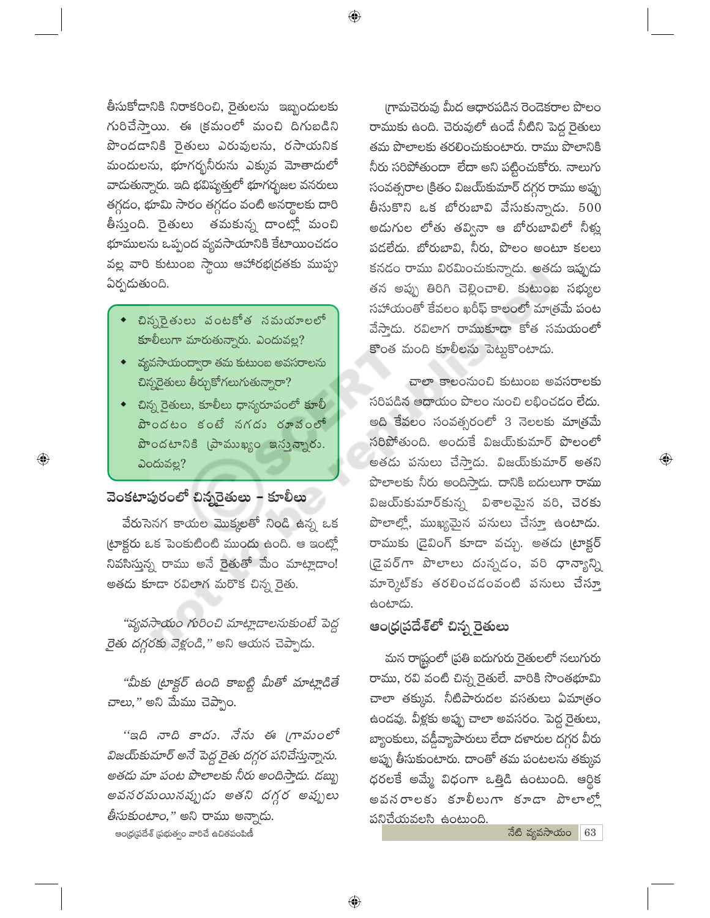తీసుకోడానికి నిరాకరించి, రైతులను ఇబ్బందులకు గురిచేస్తాయి. ఈ క్రమంలో మంచి దిగుబడిని పొందడానికి రైతులు ఎరువులను, రసాయనిక మందులను, భూగర్భనీరును ఎక్కువ మోతాదులో వాడుతున్నారు. ఇది భవిష్యత్తులో భూగర్భజల వనరులు తగ్గడం, భూమి సారం తగ్గడం వంటి అనర్థాలకు దారి తీస్తుంది. రైతులు తమకున్న దాంట్లో మంచి భూములను ఒప్పంద వ్యవసాయానికి కేటాయించడం వల్ల వారి కుటుంబ స్థాయి ఆహారభద్రతకు ముప్పు ఏర్పడుతుంది.

- చిన్నరైతులు వంటకోత సమయాలలో కూలీలుగా మారుతున్నారు. ఎందువల్ల?
- వ్యవసాయంద్వారా తమ కుటుంబ అవసరాలను చిన్నరైతులు తీర్చుకోగలుగుతున్నారా?
- చిన్న రైతులు, కూలీలు ధాన్యరూపంలో కూలీ పొందటం కంటే నగదు రూపంలో పొందటానికి ప్రాముఖ్యం ఇస్తున్నారు. ఎందువల్ల?

## వెంకటాపురంలో చిన్నరైతులు – కూలీలు

వేరుసెనగ కాయల మొక్కలతో నిండి ఉన్న ఒక ట్రాక్టరు ఒక పెంకుటింటి ముందు ఉంది. ఆ ఇంట్లో నివసిస్తున్న రాము అనే రైతుతో మేం మాట్లాడాం! అతడు కూడా రవిలాగ మరొక చిన్న రైతు.

*"వ్యవసాయం గురించి మాట్లాడాలనుకుంటే పెద్ద రైతు దగ్గరకు వెళ్లండి,"* అని ఆయన చెప్పాడు.

*"మీకు ట్రాక్టర్ ఉంది కాబట్టి మీతో మాట్లాడితే చాలు,"* అని మేము చెప్పాం.

*"ఇది నాది కాదు. నేను ఈ గ్రామంలో విజయ్‌కుమార్ అనే పెద్ద రైతు దగ్గర పనిచేస్తున్నాను. అతడు మా పంట పొలాలకు నీరు అందిస్తాడు. డబ్బు అవసరమయినప్పుడు అతని దగ్గర అప్పులు తీసుకుంటాం,"* అని రాము అన్నాడు.

గ్రామచెరువు మీద ఆధారపడిన రెండెకరాల పొలం రాముకు ఉంది. చెరువులో ఉండే నీటిని పెద్ద రైతులు తమ పొలాలకు తరలించుకుంటారు. రాము పొలానికి నీరు సరిపోతుందా లేదా అని పట్టించుకోరు. నాలుగు సంవత్సరాల క్రితం విజయ్‌కుమార్ దగ్గర రాము అప్పు తీసుకొని ఒక బోరుబావి వేసుకున్నాడు. 500 అడుగుల లోతు తవ్వినా ఆ బోరుబావిలో నీళ్లు పడలేదు. బోరుబావి, నీరు, పొలం అంటూ కలలు కనడం రాము విరమించుకున్నాడు. అతడు ఇప్పుడు తన అప్పు తిరిగి చెల్లించాలి. కుటుంబ సభ్యుల సహాయంతో కేవలం ఖరీఫ్ కాలంలో మాత్రమే పంట వేస్తాడు. రవిలాగ రాముకూడా కోత సమయంలో కొంత మంది కూలీలను పెట్టుకొంటాడు.

చాలా కాలంనుంచి కుటుంబ అవసరాలకు సరిపడిన ఆదాయం పొలం నుంచి లభించడం లేదు. అది కేవలం సంవత్సరంలో 3 నెలలకు మాత్రమే సరిపోతుంది. అందుకే విజయ్‌కుమార్ పొలంలో అతడు పనులు చేస్తాడు. విజయ్‌కుమార్ అతని పొలాలకు నీరు అందిస్తాడు. దానికి బదులుగా రాము విజయ్‌కుమార్‌కున్న విశాలమైన వరి, చెరకు పొలాల్లో, ముఖ్యమైన పనులు చేస్తూ ఉంటాడు. రాముకు డ్రైవింగ్ కూడా వచ్చు. అతడు ట్రాక్టర్ డ్రైవర్‌గా పొలాలు దున్నడం, వరి ధాన్యాన్ని మార్కెట్‌కు తరలించడంవంటి పనులు చేస్తూ ఉంటాడు.

## ఆంధ్రప్రదేశ్‌లో చిన్న రైతులు

మన రాష్ట్రంలో ప్రతి ఐదుగురు రైతులలో నలుగురు రాము, రవి వంటి చిన్న రైతులే. వారికి సొంతభూమి చాలా తక్కువ. నీటిపారుదల వసతులు ఏమాత్రం ఉండవు. వీళ్లకు అప్పు చాలా అవసరం. పెద్ద రైతులు, బ్యాంకులు, వడ్డీవ్యాపారులు లేదా దళారుల దగ్గర వీరు అప్పు తీసుకుంటారు. దాంతో తమ పంటలను తక్కువ ధరలకే అమ్మే విధంగా ఒత్తిడి ఉంటుంది. ఆర్థిక అవసరాలకు కూలీలుగా కూడా పొలాల్లో పనిచేయవలసి ఉంటుంది.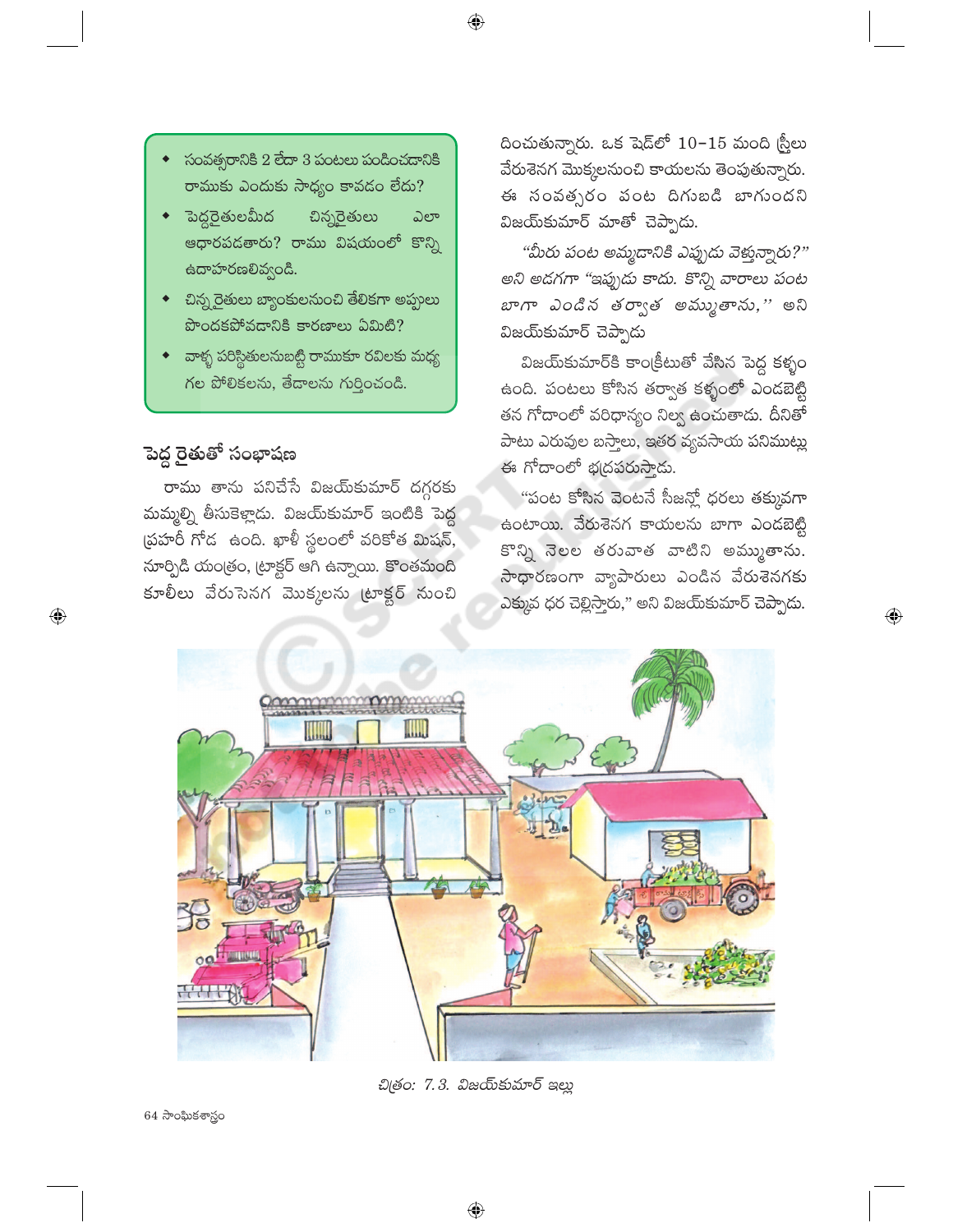- సంవత్సరానికి 2 లేదా 3 పంటలు పండించడానికి రాముకు ఎందుకు సాధ్యం కావడం లేదు?
- పెద్దరైతులమీద చిన్నరైతులు ఎలా ఆధారపడతారు? రాము విషయంలో కొన్ని ఉదాహరణలివ్వండి.
- చిన్న రైతులు బ్యాంకులనుంచి తేలికగా అప్పులు పొందకపోవడానికి కారణాలు ఏమిటి?
- వాళ్ళ పరిస్థితులనుబట్టి రాముకూ రవిలకు మధ్య గల పోలికలను, తేడాలను గుర్తించండి.

## పెద్ద రైతుతో సంభాషణ

రాము తాను పనిచేసే విజయ్‌కుమార్ దగ్గరకు మమ్మల్ని తీసుకెళ్లాడు. విజయ్‌కుమార్ ఇంటికి పెద్ద ప్రహరీ గోడ ఉంది. ఖాళీ స్థలంలో వరికోత మిషన్, నూర్పిడి యంత్రం, ట్రాక్టర్ ఆగి ఉన్నాయి. కొంతమంది కూలీలు వేరుసెనగ మొక్కలను ట్రాక్టర్ నుంచి దించుతున్నారు. ఒక షెడ్‌లో 10–15 మంది స్త్రీలు వేరుశెనగ మొక్కలనుంచి కాయలను తెంపుతున్నారు. ఈ సంవత్సరం పంట దిగుబడి బాగుందని విజయ్‌కుమార్ మాతో చెప్పాడు.

*"మీరు పంట అమ్మడానికి ఎప్పుడు వెళ్తున్నారు?" అని అడగగా "ఇప్పుడు కాదు. కొన్ని వారాలు పంట బాగా ఎండిన తర్వాత అమ్ముతాను," అని* విజయ్‌కుమార్ చెప్పాడు

విజయ్‌కుమార్‌కి కాంక్రీటుతో వేసిన పెద్ద కళ్ళం ఉంది. పంటలు కోసిన తర్వాత కళ్ళంలో ఎండబెట్టి తన గోదాంలో వరిధాన్యం నిల్వ ఉంచుతాడు. దీనితో పాటు ఎరువుల బస్తాలు, ఇతర వ్యవసాయ పనిముట్లు ఈ గోదాంలో భద్రపరుస్తాడు.

"పంట కోసిన వెంటనే సీజన్లో ధరలు తక్కువగా ఉంటాయి. వేరుశెనగ కాయలను బాగా ఎండబెట్టి కొన్ని నెలల తరువాత వాటిని అమ్ముతాను. సాధారణంగా వ్యాపారులు ఎండిన వేరుశెనగకు ఎక్కువ ధర చెల్లిస్తారు," అని విజయ్‌కుమార్ చెప్పాడు.

*చిత్రం: 7.3. విజయ్‌కుమార్ ఇల్లు*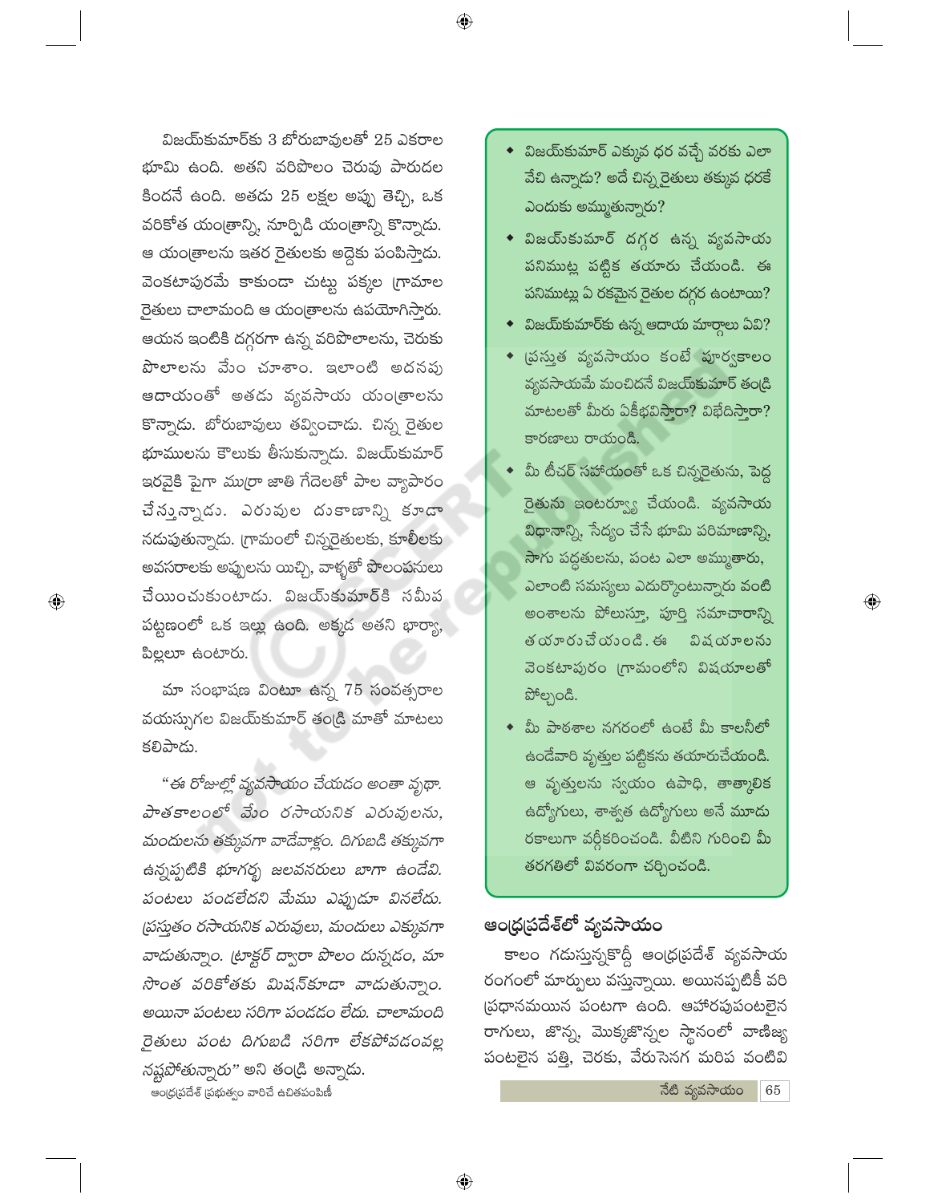విజయ్‌కుమార్‌కు 3 బోరుబావులతో 25 ఎకరాల భూమి ఉంది. అతని వరిపొలం చెరువు పారుదల కిందనే ఉంది. అతడు 25 లక్షల అప్పు తెచ్చి, ఒక వరికోత యంత్రాన్ని, నూర్పిడి యంత్రాన్ని కొన్నాడు. ఆ యంత్రాలను ఇతర రైతులకు అద్దెకు పంపిస్తాడు. వెంకటాపురమే కాకుండా చుట్టు పక్కల గ్రామాల రైతులు చాలామంది ఆ యంత్రాలను ఉపయోగిస్తారు. ఆయన ఇంటికి దగ్గరగా ఉన్న వరిపొలాలను, చెరుకు పొలాలను వేం చూశాం. ఇలాంటి అదనపు ఆదాయంతో అతడు వ్యవసాయ యంత్రాలను కొన్నాడు. బోరుబావులు తవ్వించాడు. చిన్న రైతుల భూములను కౌలుకు తీసుకున్నాడు. విజయ్‌కుమార్ ఇరవైకి పైగా ముర్రా జాతి గేదెలతో పాల వ్యాపారం చేస్తున్నాడు. ఎరువుల దుకాణాన్ని కూడా నడుపుతున్నాడు. గ్రామంలో చిన్నరైతులకు, కూలీలకు అవసరాలకు అప్పులను యిచ్చి, వాళ్ళతో పొలంపనులు చేయించుకుంటాడు. విజయ్‌కుమార్‌కి సమీప పట్టణంలో ఒక ఇల్లు ఉంది. అక్కడ అతని భార్యా, పిల్లలూ ఉంటారు.

మా సంభాషణ వింటూ ఉన్న 75 సంవత్సరాల వయస్సుగల విజయ్‌కుమార్ తండ్రి మాతో మాటలు కలిపాడు.

*"ఈ రోజుల్లో వ్యవసాయం చేయడం అంతా వృథా. పాతకాలంలో వేం రసాయనిక ఎరువులను, మందులను తక్కువగా వాడేవాళ్లం. దిగుబడి తక్కువగా ఉన్నప్పటికి భూగర్భ జలవనరులు బాగా ఉండేవి. పంటలు పండలేదని మేము ఎప్పుడూ వినలేదు. ప్రస్తుతం రసాయనిక ఎరువులు, మందులు ఎక్కువగా వాడుతున్నాం. ట్రాక్టర్ ద్వారా పొలం దున్నడం, మా సొంత వరికోతకు మిషన్‌కూడా వాడుతున్నాం. అయినా పంటలు సరిగా పండడం లేదు. చాలామంది రైతులు పంట దిగుబడి సరిగా లేకపోవడంవల్ల నష్టపోతున్నారు"* అని తండ్రి అన్నాడు.

- విజయ్‌కుమార్ ఎక్కువ ధర వచ్చే వరకు ఎలా వేచి ఉన్నాడు? అదే చిన్న రైతులు తక్కువ ధరకే ఎందుకు అమ్ముతున్నారు?
- విజయ్‌కుమార్ దగ్గర ఉన్న వ్యవసాయ పనిముట్ల పట్టిక తయారు చేయండి. ఈ పనిముట్లు ఏ రకమైన రైతుల దగ్గర ఉంటాయి?
- విజయ్‌కుమార్‌కు ఉన్న ఆదాయ మార్గాలు ఏవి?
- ప్రస్తుత వ్యవసాయం కంటే పూర్వకాలం వ్యవసాయమే మంచిదనే విజయ్‌కుమార్ తండ్రి మాటలతో మీరు ఏకీభవిస్తారా? విభేదిస్తారా? కారణాలు రాయండి.
- మీ టీచర్ సహాయంతో ఒక చిన్నరైతును, పెద్ద రైతును ఇంటర్వ్యూ చేయండి. వ్యవసాయ విధానాన్ని, సేద్యం చేసే భూమి పరిమాణాన్ని, సాగు పద్ధతులను, పంట ఎలా అమ్ముతారు, ఎలాంటి సమస్యలు ఎదుర్కొంటున్నారు వంటి అంశాలను పోలుస్తూ, పూర్తి సమాచారాన్ని తయారుచేయండి. ఈ విషయాలను వెంకటాపురం గ్రామంలోని విషయాలతో పోల్చండి.
- మీ పాఠశాల నగరంలో ఉంటే మీ కాలనీలో ఉండేవారి వృత్తుల పట్టికను తయారుచేయండి. ఆ వృత్తులను స్వయం ఉపాధి, తాత్కాలిక ఉద్యోగులు, శాశ్వత ఉద్యోగులు అనే మూడు రకాలుగా వర్గీకరించండి. వీటిని గురించి మీ తరగతిలో వివరంగా చర్చించండి.

## ఆంధ్రప్రదేశ్‌లో వ్యవసాయం

కాలం గడుస్తున్నకొద్దీ ఆంధ్రప్రదేశ్ వ్యవసాయ రంగంలో మార్పులు వస్తున్నాయి. అయినప్పటికీ వరి ప్రధానమయిన పంటగా ఉంది. ఆహారపుపంటలైన రాగులు, జొన్న, మొక్కజొన్నల స్థానంలో వాణిజ్య పంటలైన పత్తి, చెరకు, వేరుసెనగ మరిప వంటివి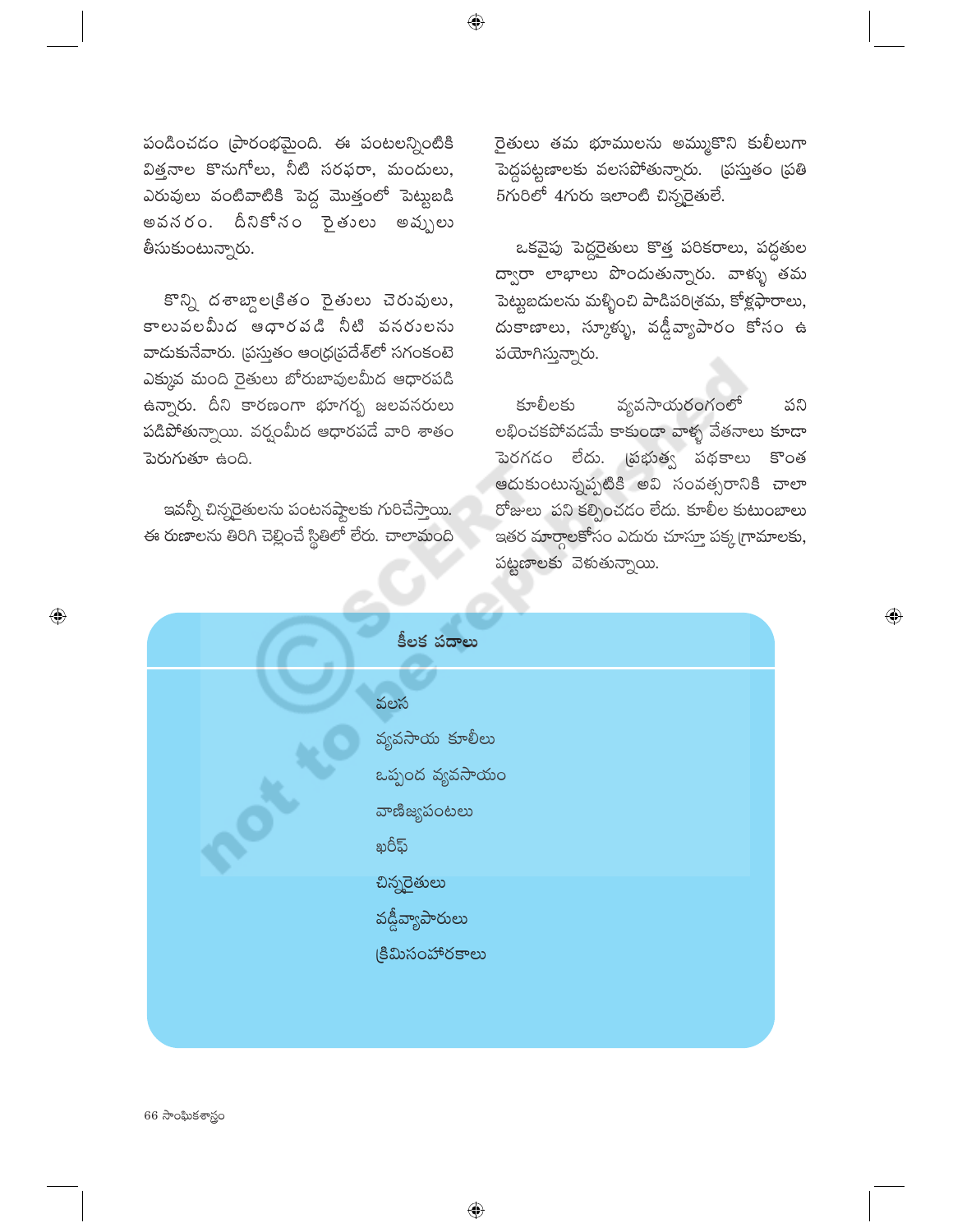పండించడం ప్రారంభమైంది. ఈ పంటలన్నింటికి విత్తనాల కొనుగోలు, నీటి సరఫరా, మందులు, ఎరువులు వంటివాటికి పెద్ద మొత్తంలో పెట్టుబడి అవసరం. దీనికోసం రైతులు అప్పులు తీసుకుంటున్నారు.

కొన్ని దశాబ్దాలక్రితం రైతులు చెరువులు, కాలువలమీద ఆధారపడి నీటి వనరులను వాడుకునేవారు. ప్రస్తుతం ఆంధ్రప్రదేశ్‌లో సగంకంటె ఎక్కువ మంది రైతులు బోరుబావులమీద ఆధారపడి ఉన్నారు. దీని కారణంగా భూగర్భ జలవనరులు పడిపోతున్నాయి. వర్షంమీద ఆధారపడే వారి శాతం పెరుగుతూ ఉంది.

ఇవన్నీ చిన్నరైతులను పంటనష్టాలకు గురిచేస్తాయి. ఈ రుణాలను తిరిగి చెల్లించే స్థితిలో లేరు. చాలామంది రైతులు తమ భూములను అమ్ముకొని కులీలుగా పెద్దపట్టణాలకు వలసపోతున్నారు. ప్రస్తుతం ప్రతి 5గురిలో 4గురు ఇలాంటి చిన్నరైతులే.

ఒకవైపు పెద్దరైతులు కొత్త పరికరాలు, పద్ధతుల ద్వారా లాభాలు పొందుతున్నారు. వాళ్ళు తమ పెట్టుబడులను మళ్ళించి పాడిపరిశ్రమ, కోళ్లఫారాలు, దుకాణాలు, స్కూళ్ళు, వడ్డీవ్యాపారం కోసం ఉపయోగిస్తున్నారు.

కూలీలకు వ్యవసాయరంగంలో పని లభించకపోవడమే కాకుండా వాళ్ళ వేతనాలు కూడా పెరగడం లేదు. ప్రభుత్వ పథకాలు కొంత ఆదుకుంటున్నప్పటికి అవి సంవత్సరానికి చాలా రోజులు పని కల్పించడం లేదు. కూలీల కుటుంబాలు ఇతర మార్గాలకోసం ఎదురు చూస్తూ పక్క గ్రామాలకు, పట్టణాలకు వెళుతున్నాయి.

## కీలక పదాలు

- వలస
- వ్యవసాయ కూలీలు
- ఒప్పంద వ్యవసాయం
- వాణిజ్యపంటలు
- ఖరీఫ్
- చిన్నరైతులు
- వడ్డీవ్యాపారులు
- క్రిమిసంహారకాలు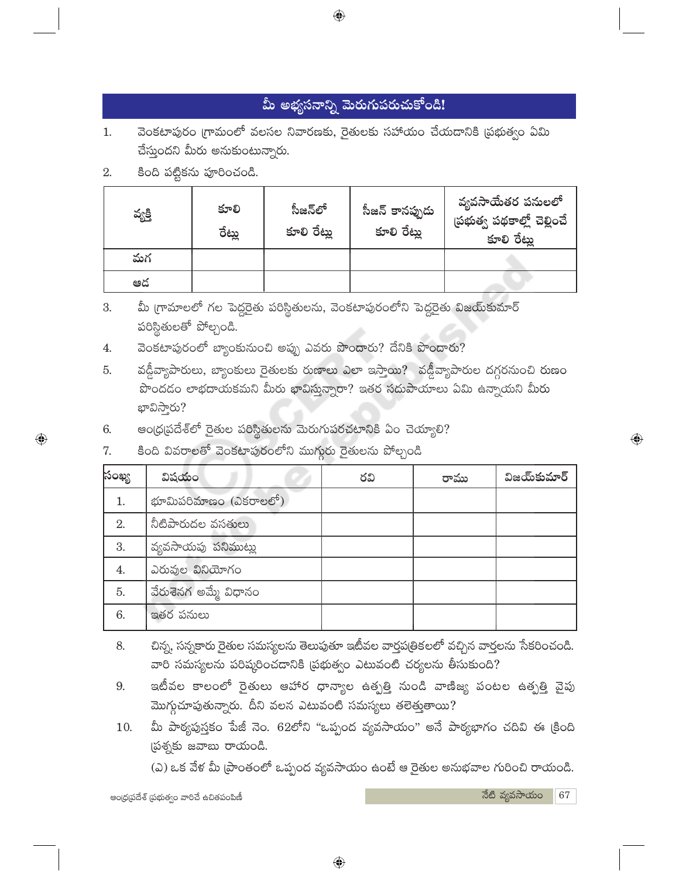## మీ అభ్యసనాన్ని మెరుగుపరుచుకోండి!

1. వెంకటాపురం గ్రామంలో వలసల నివారణకు, రైతులకు సహాయం చేయడానికి ప్రభుత్వం ఏమి చేస్తుందని మీరు అనుకుంటున్నారు.
2. కింది పట్టికను పూరించండి.

| వ్యక్తి | కూలి రేట్లు | సీజన్‌లో కూలి రేట్లు | సీజన్ కానప్పుడు కూలి రేట్లు | వ్యవసాయేతర పనులలో ప్రభుత్వ పథకాల్లో చెల్లించే కూలి రేట్లు |
|---|---|---|---|---|
| మగ | | | | |
| ఆడ | | | | |

3. మీ గ్రామాలలో గల పెద్దరైతు పరిస్థితులను, వెంకటాపురంలోని పెద్దరైతు విజయ్‌కుమార్ పరిస్థితులతో పోల్చండి.
4. వెంకటాపురంలో బ్యాంకునుంచి అప్పు ఎవరు పొందారు? దేనికి పొందారు?
5. వడ్డీవ్యాపారులు, బ్యాంకులు రైతులకు రుణాలు ఎలా ఇస్తాయి? వడ్డీవ్యాపారుల దగ్గరనుంచి రుణం పొందడం లాభదాయకమని మీరు భావిస్తున్నారా? ఇతర సదుపాయాలు ఏమి ఉన్నాయని మీరు భావిస్తారు?
6. ఆంధ్రప్రదేశ్‌లో రైతుల పరిస్థితులను మెరుగుపరచటానికి ఏం చెయ్యాలి?
7. కింది వివరాలతో వెంకటాపురంలోని ముగ్గురు రైతులను పోల్చండి

| సంఖ్య | విషయం | రవి | రాము | విజయ్‌కుమార్ |
|---|---|---|---|---|
| 1. | భూమిపరిమాణం (ఎకరాలలో) | | | |
| 2. | నీటిపారుదల వసతులు | | | |
| 3. | వ్యవసాయపు పనిముట్లు | | | |
| 4. | ఎరువుల వినియోగం | | | |
| 5. | వేరుశెనగ అమ్మే విధానం | | | |
| 6. | ఇతర పనులు | | | |

8. చిన్న, సన్నకారు రైతుల సమస్యలను తెలుపుతూ ఇటీవల వార్తపత్రికలలో వచ్చిన వార్తలను సేకరించండి. వారి సమస్యలను పరిష్కరించడానికి ప్రభుత్వం ఎటువంటి చర్యలను తీసుకుంది?
9. ఇటీవల కాలంలో రైతులు ఆహార ధాన్యాల ఉత్పత్తి నుండి వాణిజ్య పంటల ఉత్పత్తి వైపు మొగ్గుచూపుతున్నారు. దీని వలన ఎటువంటి సమస్యలు తలెత్తుతాయి?
10. మీ పాఠ్యపుస్తకం పేజీ నెం. 62లోని "ఒప్పంద వ్యవసాయం" అనే పాఠ్యభాగం చదివి ఈ క్రింది ప్రశ్నకు జవాబు రాయండి.

    (ఎ) ఒక వేళ మీ ప్రాంతంలో ఒప్పంద వ్యవసాయం ఉంటే ఆ రైతుల అనుభవాల గురించి రాయండి.